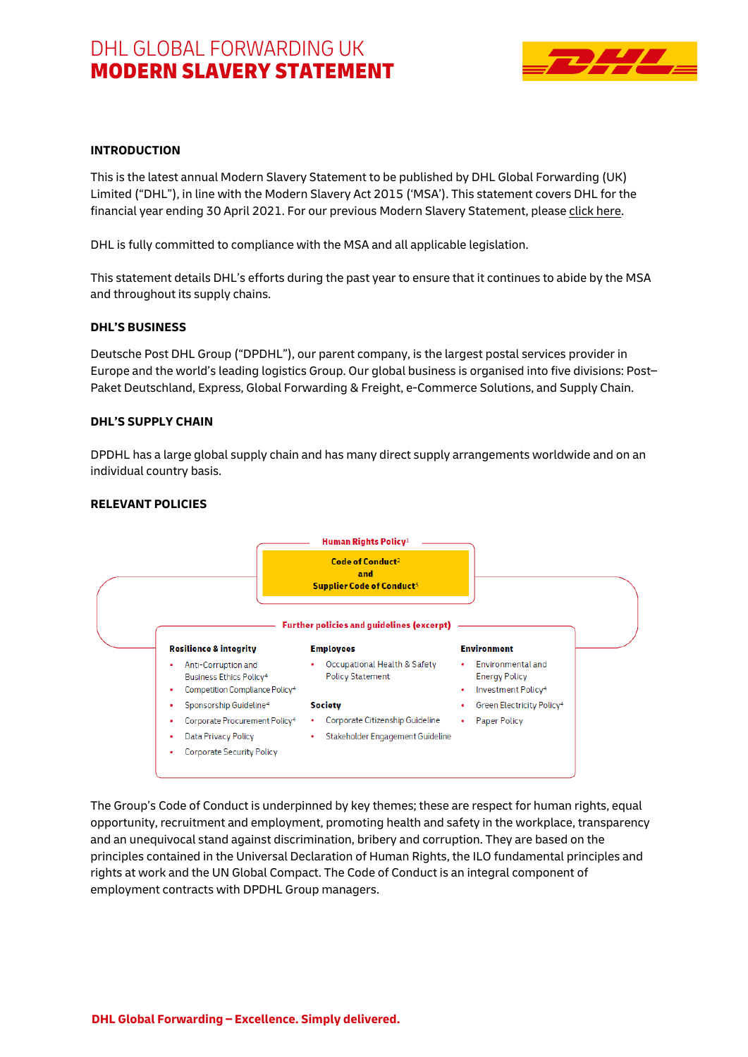# DHL GLOBAL FORWARDING UK
# MODERN SLAVERY STATEMENT

## INTRODUCTION

This is the latest annual Modern Slavery Statement to be published by DHL Global Forwarding (UK) Limited ("DHL"), in line with the Modern Slavery Act 2015 ('MSA'). This statement covers DHL for the financial year ending 30 April 2021. For our previous Modern Slavery Statement, please click here.

DHL is fully committed to compliance with the MSA and all applicable legislation.

This statement details DHL's efforts during the past year to ensure that it continues to abide by the MSA and throughout its supply chains.

## DHL'S BUSINESS

Deutsche Post DHL Group ("DPDHL"), our parent company, is the largest postal services provider in Europe and the world's leading logistics Group. Our global business is organised into five divisions: Post–Paket Deutschland, Express, Global Forwarding & Freight, e-Commerce Solutions, and Supply Chain.

## DHL'S SUPPLY CHAIN

DPDHL has a large global supply chain and has many direct supply arrangements worldwide and on an individual country basis.

## RELEVANT POLICIES

**Human Rights Policy**[1]

**Code of Conduct**[2] **and Supplier Code of Conduct**[3]

**Further policies and guidelines (excerpt)**

**Resilience & integrity**
- Anti-Corruption and Business Ethics Policy[4]
- Competition Compliance Policy[4]
- Sponsorship Guideline[4]
- Corporate Procurement Policy[4]
- Data Privacy Policy
- Corporate Security Policy

**Employees**
- Occupational Health & Safety Policy Statement

**Society**
- Corporate Citizenship Guideline
- Stakeholder Engagement Guideline

**Environment**
- Environmental and Energy Policy
- Investment Policy[4]
- Green Electricity Policy[4]
- Paper Policy

The Group's Code of Conduct is underpinned by key themes; these are respect for human rights, equal opportunity, recruitment and employment, promoting health and safety in the workplace, transparency and an unequivocal stand against discrimination, bribery and corruption. They are based on the principles contained in the Universal Declaration of Human Rights, the ILO fundamental principles and rights at work and the UN Global Compact. The Code of Conduct is an integral component of employment contracts with DPDHL Group managers.

**DHL Global Forwarding – Excellence. Simply delivered.**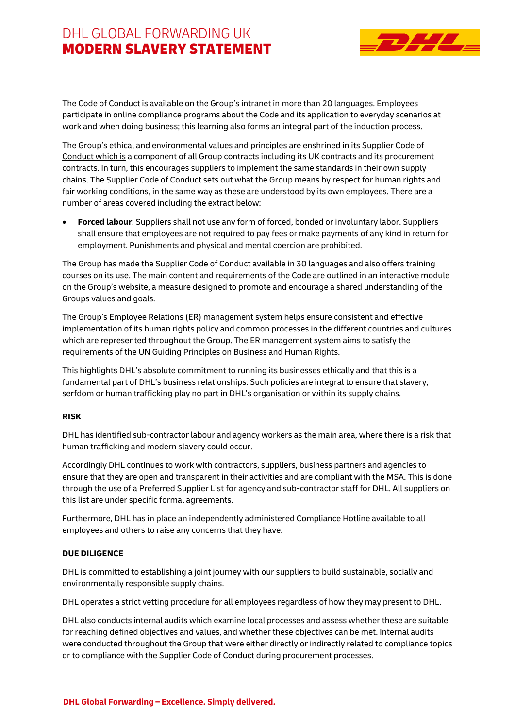The Code of Conduct is available on the Group's intranet in more than 20 languages. Employees participate in online compliance programs about the Code and its application to everyday scenarios at work and when doing business; this learning also forms an integral part of the induction process.

The Group's ethical and environmental values and principles are enshrined in its Supplier Code of Conduct which is a component of all Group contracts including its UK contracts and its procurement contracts. In turn, this encourages suppliers to implement the same standards in their own supply chains. The Supplier Code of Conduct sets out what the Group means by respect for human rights and fair working conditions, in the same way as these are understood by its own employees. There are a number of areas covered including the extract below:

- **Forced labour**: Suppliers shall not use any form of forced, bonded or involuntary labor. Suppliers shall ensure that employees are not required to pay fees or make payments of any kind in return for employment. Punishments and physical and mental coercion are prohibited.

The Group has made the Supplier Code of Conduct available in 30 languages and also offers training courses on its use. The main content and requirements of the Code are outlined in an interactive module on the Group's website, a measure designed to promote and encourage a shared understanding of the Groups values and goals.

The Group's Employee Relations (ER) management system helps ensure consistent and effective implementation of its human rights policy and common processes in the different countries and cultures which are represented throughout the Group. The ER management system aims to satisfy the requirements of the UN Guiding Principles on Business and Human Rights.

This highlights DHL's absolute commitment to running its businesses ethically and that this is a fundamental part of DHL's business relationships. Such policies are integral to ensure that slavery, serfdom or human trafficking play no part in DHL's organisation or within its supply chains.

**RISK**

DHL has identified sub-contractor labour and agency workers as the main area, where there is a risk that human trafficking and modern slavery could occur.

Accordingly DHL continues to work with contractors, suppliers, business partners and agencies to ensure that they are open and transparent in their activities and are compliant with the MSA. This is done through the use of a Preferred Supplier List for agency and sub-contractor staff for DHL. All suppliers on this list are under specific formal agreements.

Furthermore, DHL has in place an independently administered Compliance Hotline available to all employees and others to raise any concerns that they have.

**DUE DILIGENCE**

DHL is committed to establishing a joint journey with our suppliers to build sustainable, socially and environmentally responsible supply chains.

DHL operates a strict vetting procedure for all employees regardless of how they may present to DHL.

DHL also conducts internal audits which examine local processes and assess whether these are suitable for reaching defined objectives and values, and whether these objectives can be met. Internal audits were conducted throughout the Group that were either directly or indirectly related to compliance topics or to compliance with the Supplier Code of Conduct during procurement processes.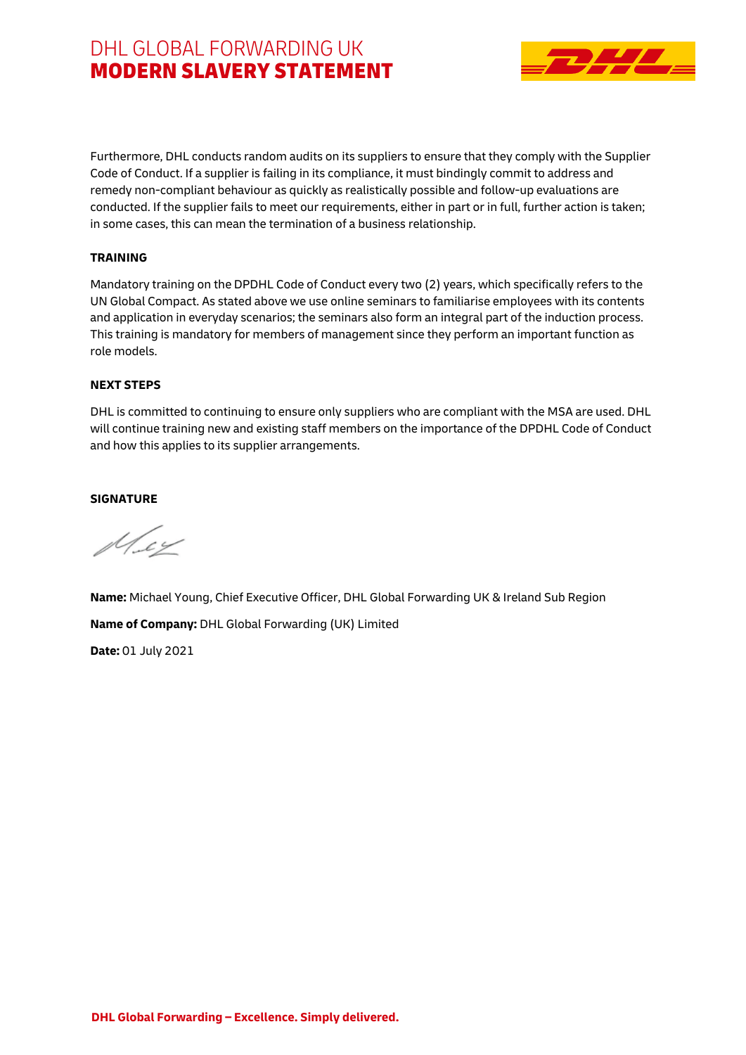Furthermore, DHL conducts random audits on its suppliers to ensure that they comply with the Supplier Code of Conduct. If a supplier is failing in its compliance, it must bindingly commit to address and remedy non-compliant behaviour as quickly as realistically possible and follow-up evaluations are conducted. If the supplier fails to meet our requirements, either in part or in full, further action is taken; in some cases, this can mean the termination of a business relationship.

## TRAINING

Mandatory training on the DPDHL Code of Conduct every two (2) years, which specifically refers to the UN Global Compact. As stated above we use online seminars to familiarise employees with its contents and application in everyday scenarios; the seminars also form an integral part of the induction process. This training is mandatory for members of management since they perform an important function as role models.

## NEXT STEPS

DHL is committed to continuing to ensure only suppliers who are compliant with the MSA are used. DHL will continue training new and existing staff members on the importance of the DPDHL Code of Conduct and how this applies to its supplier arrangements.

## SIGNATURE

**Name:** Michael Young, Chief Executive Officer, DHL Global Forwarding UK & Ireland Sub Region

**Name of Company:** DHL Global Forwarding (UK) Limited

**Date:** 01 July 2021